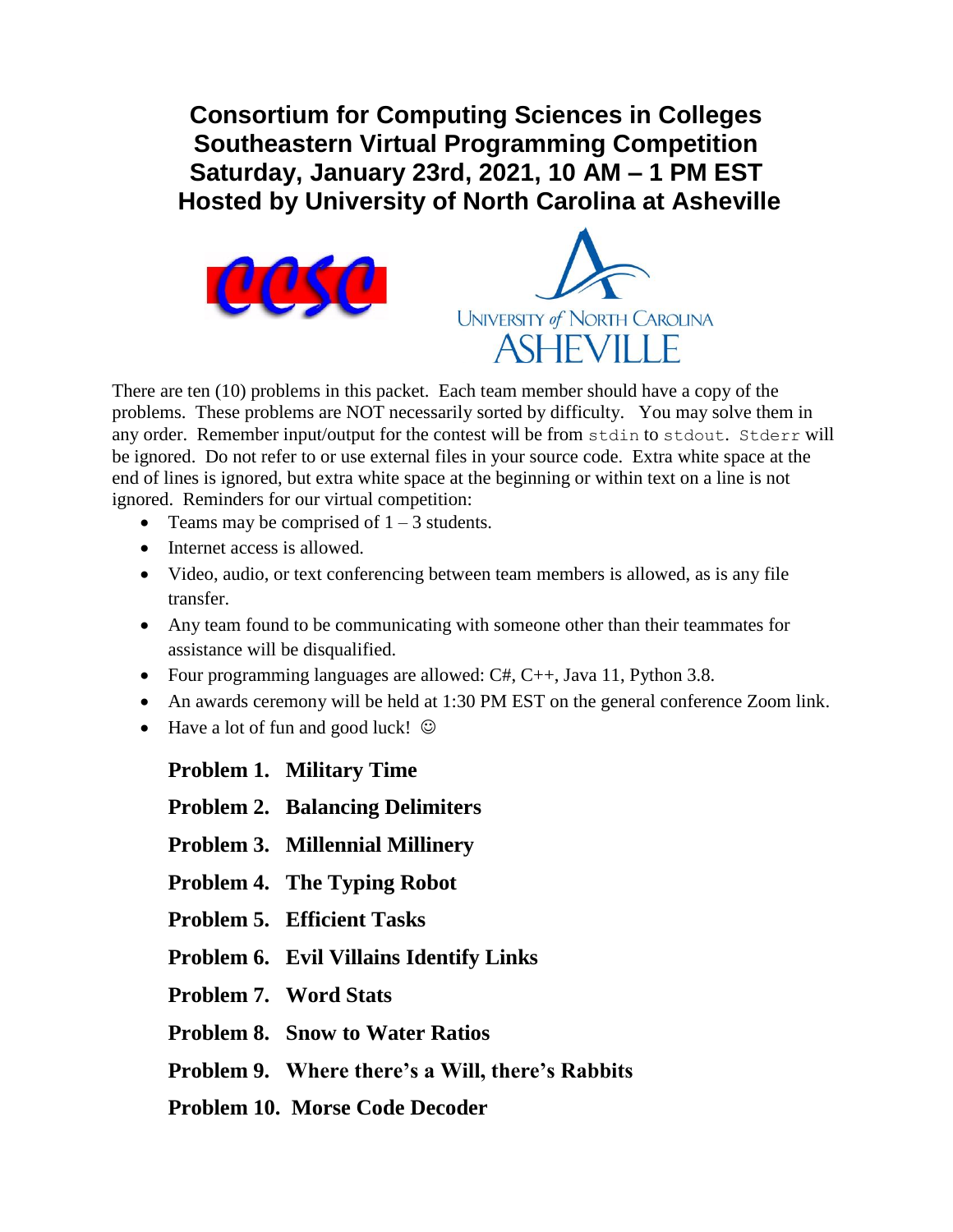# Consortium for Computing Sciences in Colleges
# Southeastern Virtual Programming Competition
# Saturday, January 23rd, 2021, 10 AM – 1 PM EST
# Hosted by University of North Carolina at Asheville

There are ten (10) problems in this packet. Each team member should have a copy of the problems. These problems are NOT necessarily sorted by difficulty. You may solve them in any order. Remember input/output for the contest will be from `stdin` to `stdout`. `Stderr` will be ignored. Do not refer to or use external files in your source code. Extra white space at the end of lines is ignored, but extra white space at the beginning or within text on a line is not ignored. Reminders for our virtual competition:

- Teams may be comprised of 1 – 3 students.
- Internet access is allowed.
- Video, audio, or text conferencing between team members is allowed, as is any file transfer.
- Any team found to be communicating with someone other than their teammates for assistance will be disqualified.
- Four programming languages are allowed: C#, C++, Java 11, Python 3.8.
- An awards ceremony will be held at 1:30 PM EST on the general conference Zoom link.
- Have a lot of fun and good luck! ☺

**Problem 1. Military Time**

**Problem 2. Balancing Delimiters**

**Problem 3. Millennial Millinery**

**Problem 4. The Typing Robot**

**Problem 5. Efficient Tasks**

**Problem 6. Evil Villains Identify Links**

**Problem 7. Word Stats**

**Problem 8. Snow to Water Ratios**

**Problem 9. Where there's a Will, there's Rabbits**

**Problem 10. Morse Code Decoder**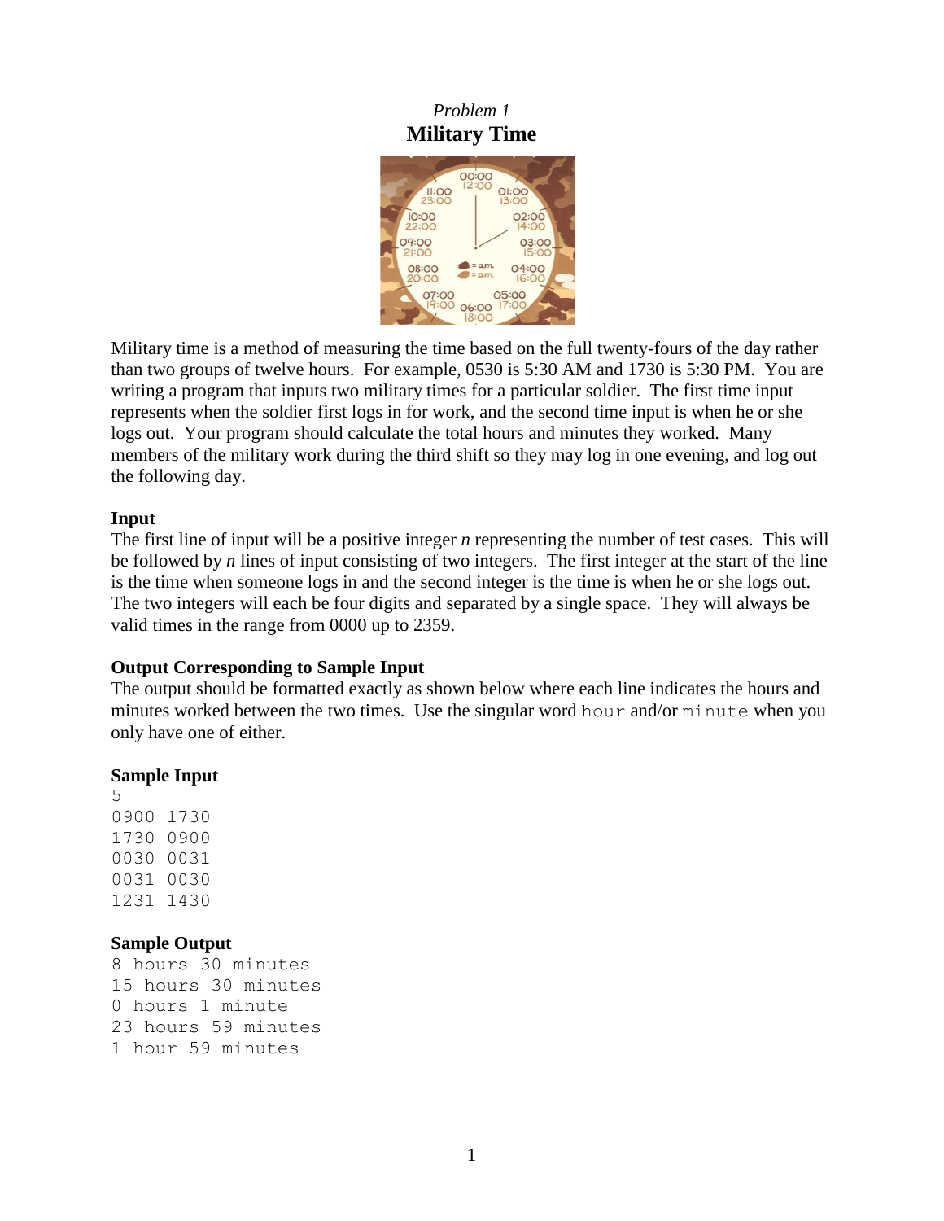*Problem 1*

# Military Time

Military time is a method of measuring the time based on the full twenty-fours of the day rather than two groups of twelve hours. For example, 0530 is 5:30 AM and 1730 is 5:30 PM. You are writing a program that inputs two military times for a particular soldier. The first time input represents when the soldier first logs in for work, and the second time input is when he or she logs out. Your program should calculate the total hours and minutes they worked. Many members of the military work during the third shift so they may log in one evening, and log out the following day.

### Input

The first line of input will be a positive integer *n* representing the number of test cases. This will be followed by *n* lines of input consisting of two integers. The first integer at the start of the line is the time when someone logs in and the second integer is the time is when he or she logs out. The two integers will each be four digits and separated by a single space. They will always be valid times in the range from 0000 up to 2359.

### Output Corresponding to Sample Input

The output should be formatted exactly as shown below where each line indicates the hours and minutes worked between the two times. Use the singular word `hour` and/or `minute` when you only have one of either.

### Sample Input

```
5
0900 1730
1730 0900
0030 0031
0031 0030
1231 1430
```

### Sample Output

```
8 hours 30 minutes
15 hours 30 minutes
0 hours 1 minute
23 hours 59 minutes
1 hour 59 minutes
```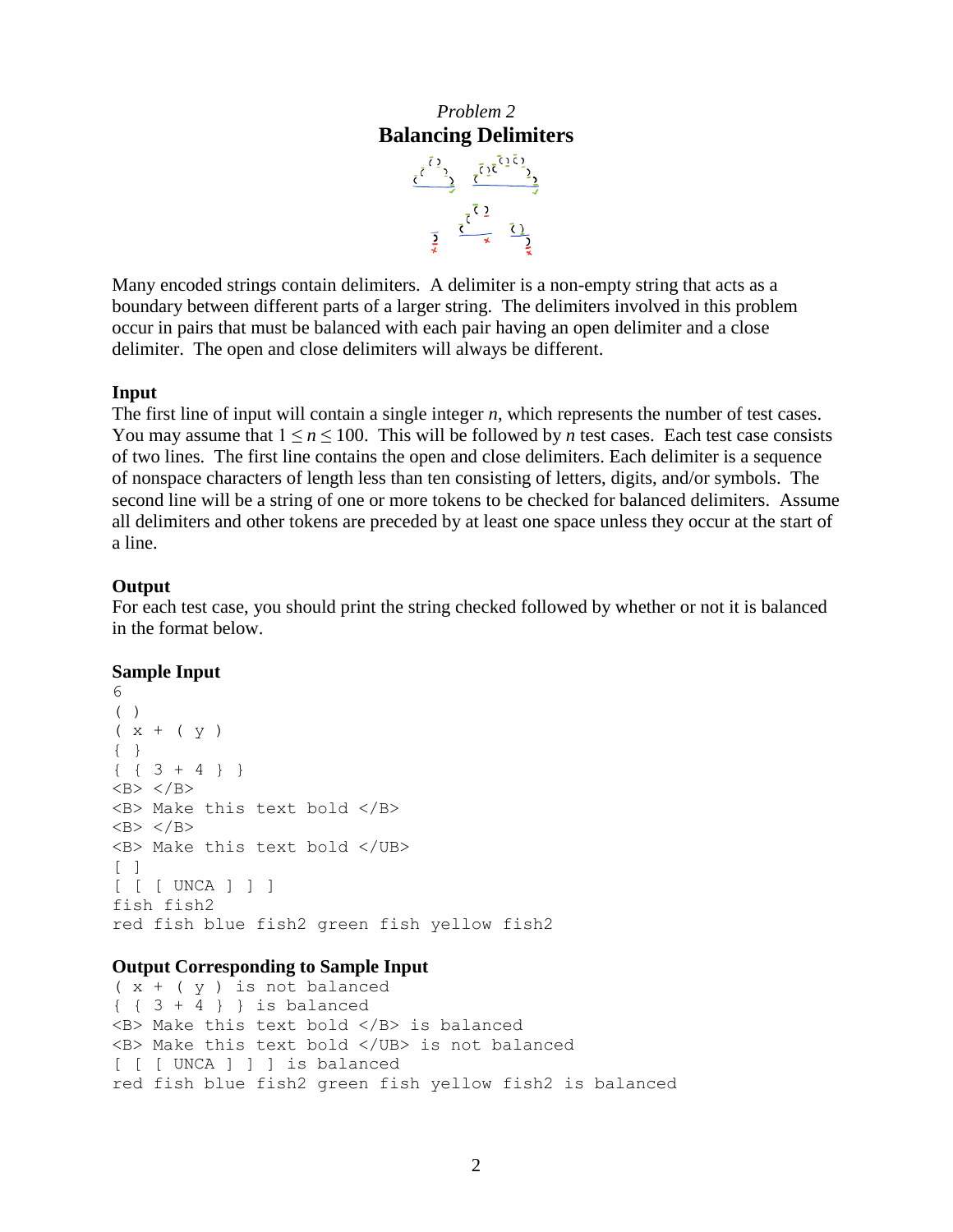*Problem 2*

# Balancing Delimiters

Many encoded strings contain delimiters. A delimiter is a non-empty string that acts as a boundary between different parts of a larger string. The delimiters involved in this problem occur in pairs that must be balanced with each pair having an open delimiter and a close delimiter. The open and close delimiters will always be different.

### Input

The first line of input will contain a single integer *n*, which represents the number of test cases. You may assume that $1 \le n \le 100$. This will be followed by *n* test cases. Each test case consists of two lines. The first line contains the open and close delimiters. Each delimiter is a sequence of nonspace characters of length less than ten consisting of letters, digits, and/or symbols. The second line will be a string of one or more tokens to be checked for balanced delimiters. Assume all delimiters and other tokens are preceded by at least one space unless they occur at the start of a line.

### Output

For each test case, you should print the string checked followed by whether or not it is balanced in the format below.

### Sample Input

```
6
( )
( x + ( y )
{ }
{ { 3 + 4 } }
<B> </B>
<B> Make this text bold </B>
<B> </B>
<B> Make this text bold </UB>
[ ]
[ [ [ UNCA ] ] ]
fish fish2
red fish blue fish2 green fish yellow fish2
```

### Output Corresponding to Sample Input

```
( x + ( y ) is not balanced
{ { 3 + 4 } } is balanced
<B> Make this text bold </B> is balanced
<B> Make this text bold </UB> is not balanced
[ [ [ UNCA ] ] ] is balanced
red fish blue fish2 green fish yellow fish2 is balanced
```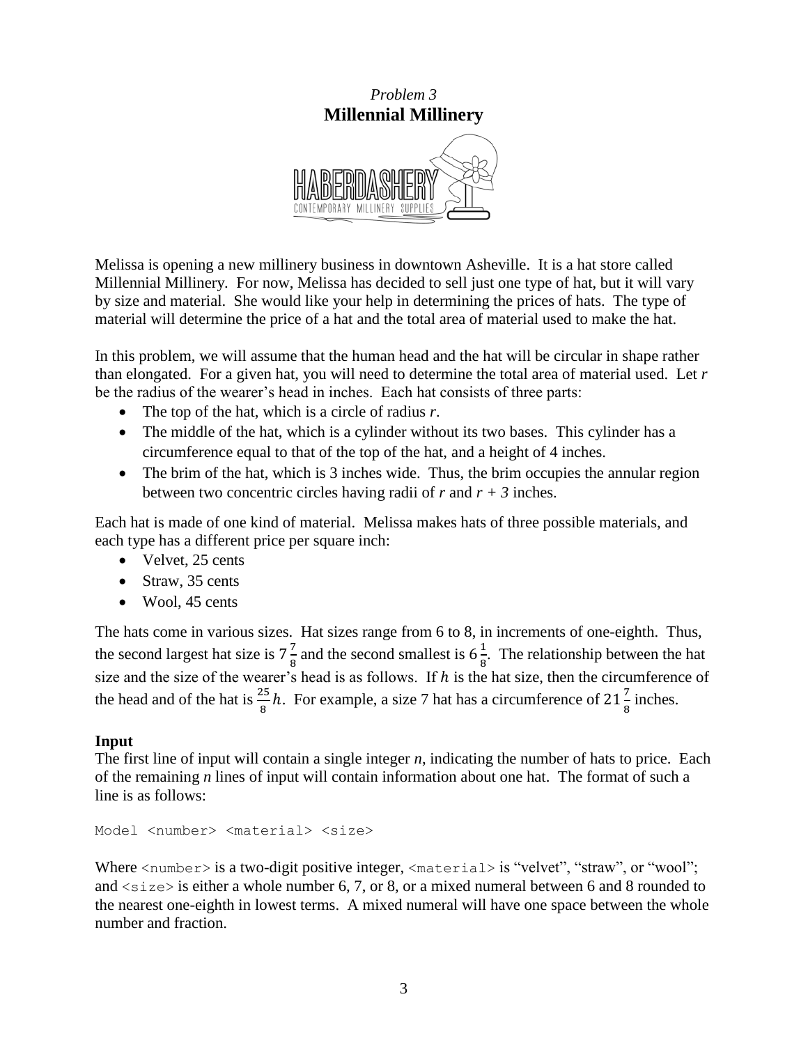*Problem 3*

# Millennial Millinery

Melissa is opening a new millinery business in downtown Asheville. It is a hat store called Millennial Millinery. For now, Melissa has decided to sell just one type of hat, but it will vary by size and material. She would like your help in determining the prices of hats. The type of material will determine the price of a hat and the total area of material used to make the hat.

In this problem, we will assume that the human head and the hat will be circular in shape rather than elongated. For a given hat, you will need to determine the total area of material used. Let $r$ be the radius of the wearer's head in inches. Each hat consists of three parts:

- The top of the hat, which is a circle of radius $r$.
- The middle of the hat, which is a cylinder without its two bases. This cylinder has a circumference equal to that of the top of the hat, and a height of 4 inches.
- The brim of the hat, which is 3 inches wide. Thus, the brim occupies the annular region between two concentric circles having radii of $r$ and $r + 3$ inches.

Each hat is made of one kind of material. Melissa makes hats of three possible materials, and each type has a different price per square inch:

- Velvet, 25 cents
- Straw, 35 cents
- Wool, 45 cents

The hats come in various sizes. Hat sizes range from 6 to 8, in increments of one-eighth. Thus, the second largest hat size is $7\frac{7}{8}$ and the second smallest is $6\frac{1}{8}$. The relationship between the hat size and the size of the wearer's head is as follows. If $h$ is the hat size, then the circumference of the head and of the hat is $\frac{25}{8}h$. For example, a size 7 hat has a circumference of $21\frac{7}{8}$ inches.

### Input

The first line of input will contain a single integer $n$, indicating the number of hats to price. Each of the remaining $n$ lines of input will contain information about one hat. The format of such a line is as follows:

```
Model <number> <material> <size>
```

Where `<number>` is a two-digit positive integer, `<material>` is "velvet", "straw", or "wool"; and `<size>` is either a whole number 6, 7, or 8, or a mixed numeral between 6 and 8 rounded to the nearest one-eighth in lowest terms. A mixed numeral will have one space between the whole number and fraction.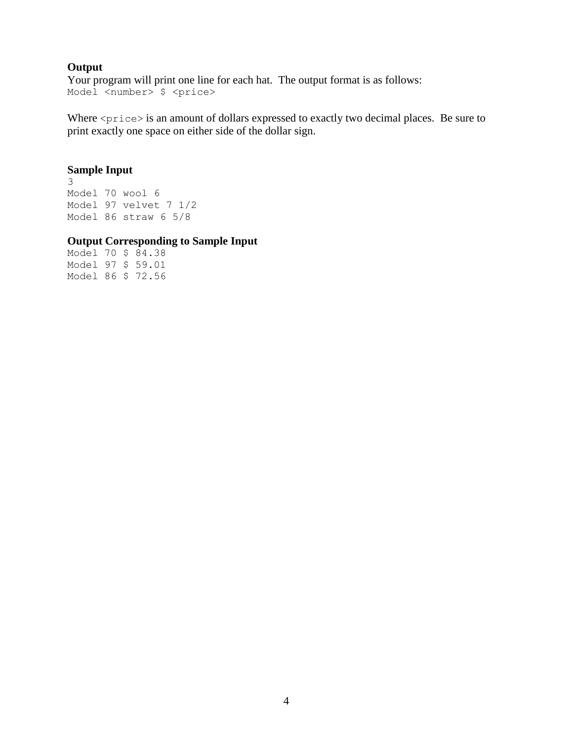**Output**

Your program will print one line for each hat. The output format is as follows:

`Model <number> $ <price>`

Where `<price>` is an amount of dollars expressed to exactly two decimal places. Be sure to print exactly one space on either side of the dollar sign.

**Sample Input**

```
3
Model 70 wool 6
Model 97 velvet 7 1/2
Model 86 straw 6 5/8
```

**Output Corresponding to Sample Input**

```
Model 70 $ 84.38
Model 97 $ 59.01
Model 86 $ 72.56
```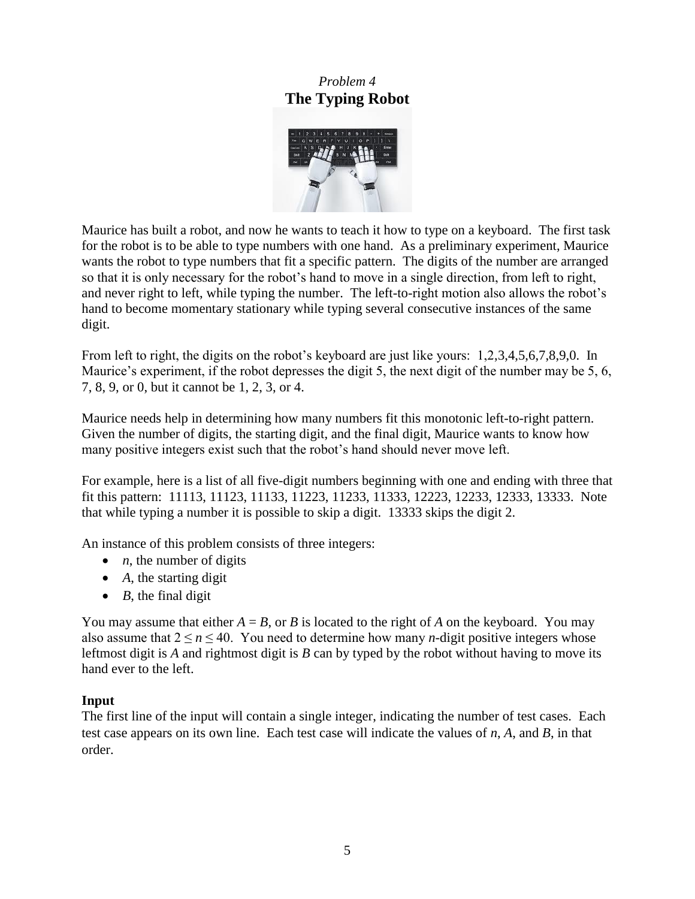*Problem 4*

# The Typing Robot

Maurice has built a robot, and now he wants to teach it how to type on a keyboard. The first task for the robot is to be able to type numbers with one hand. As a preliminary experiment, Maurice wants the robot to type numbers that fit a specific pattern. The digits of the number are arranged so that it is only necessary for the robot's hand to move in a single direction, from left to right, and never right to left, while typing the number. The left-to-right motion also allows the robot's hand to become momentary stationary while typing several consecutive instances of the same digit.

From left to right, the digits on the robot's keyboard are just like yours: 1,2,3,4,5,6,7,8,9,0. In Maurice's experiment, if the robot depresses the digit 5, the next digit of the number may be 5, 6, 7, 8, 9, or 0, but it cannot be 1, 2, 3, or 4.

Maurice needs help in determining how many numbers fit this monotonic left-to-right pattern. Given the number of digits, the starting digit, and the final digit, Maurice wants to know how many positive integers exist such that the robot's hand should never move left.

For example, here is a list of all five-digit numbers beginning with one and ending with three that fit this pattern: 11113, 11123, 11133, 11223, 11233, 11333, 12223, 12233, 12333, 13333. Note that while typing a number it is possible to skip a digit. 13333 skips the digit 2.

An instance of this problem consists of three integers:

- $n$, the number of digits
- $A$, the starting digit
- $B$, the final digit

You may assume that either $A = B$, or $B$ is located to the right of $A$ on the keyboard. You may also assume that $2 \le n \le 40$. You need to determine how many $n$-digit positive integers whose leftmost digit is $A$ and rightmost digit is $B$ can by typed by the robot without having to move its hand ever to the left.

### Input

The first line of the input will contain a single integer, indicating the number of test cases. Each test case appears on its own line. Each test case will indicate the values of $n$, $A$, and $B$, in that order.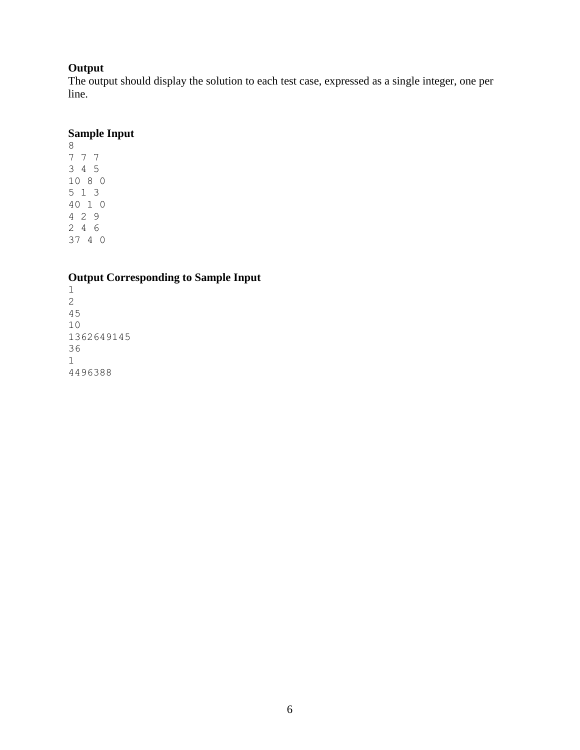### Output

The output should display the solution to each test case, expressed as a single integer, one per line.

### Sample Input

```
8
7 7 7
3 4 5
10 8 0
5 1 3
40 1 0
4 2 9
2 4 6
37 4 0
```

### Output Corresponding to Sample Input

```
1
2
45
10
1362649145
36
1
4496388
```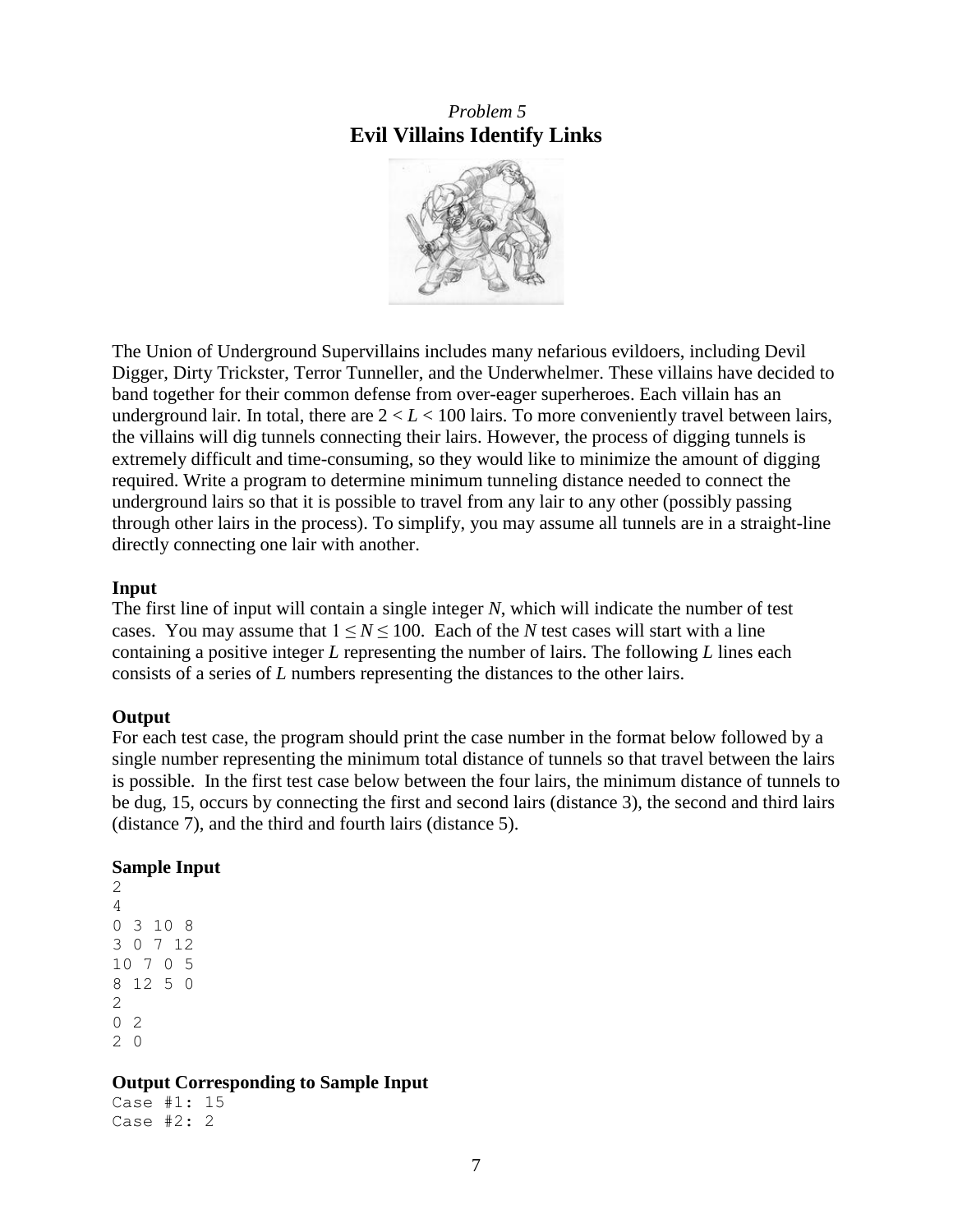*Problem 5*

## Evil Villains Identify Links

The Union of Underground Supervillains includes many nefarious evildoers, including Devil Digger, Dirty Trickster, Terror Tunneller, and the Underwhelmer. These villains have decided to band together for their common defense from over-eager superheroes. Each villain has an underground lair. In total, there are $2 < L < 100$ lairs. To more conveniently travel between lairs, the villains will dig tunnels connecting their lairs. However, the process of digging tunnels is extremely difficult and time-consuming, so they would like to minimize the amount of digging required. Write a program to determine minimum tunneling distance needed to connect the underground lairs so that it is possible to travel from any lair to any other (possibly passing through other lairs in the process). To simplify, you may assume all tunnels are in a straight-line directly connecting one lair with another.

### Input

The first line of input will contain a single integer $N$, which will indicate the number of test cases. You may assume that $1 \leq N \leq 100$. Each of the $N$ test cases will start with a line containing a positive integer $L$ representing the number of lairs. The following $L$ lines each consists of a series of $L$ numbers representing the distances to the other lairs.

### Output

For each test case, the program should print the case number in the format below followed by a single number representing the minimum total distance of tunnels so that travel between the lairs is possible. In the first test case below between the four lairs, the minimum distance of tunnels to be dug, 15, occurs by connecting the first and second lairs (distance 3), the second and third lairs (distance 7), and the third and fourth lairs (distance 5).

### Sample Input

```
2
4
0 3 10 8
3 0 7 12
10 7 0 5
8 12 5 0
2
0 2
2 0
```

### Output Corresponding to Sample Input

```
Case #1: 15
Case #2: 2
```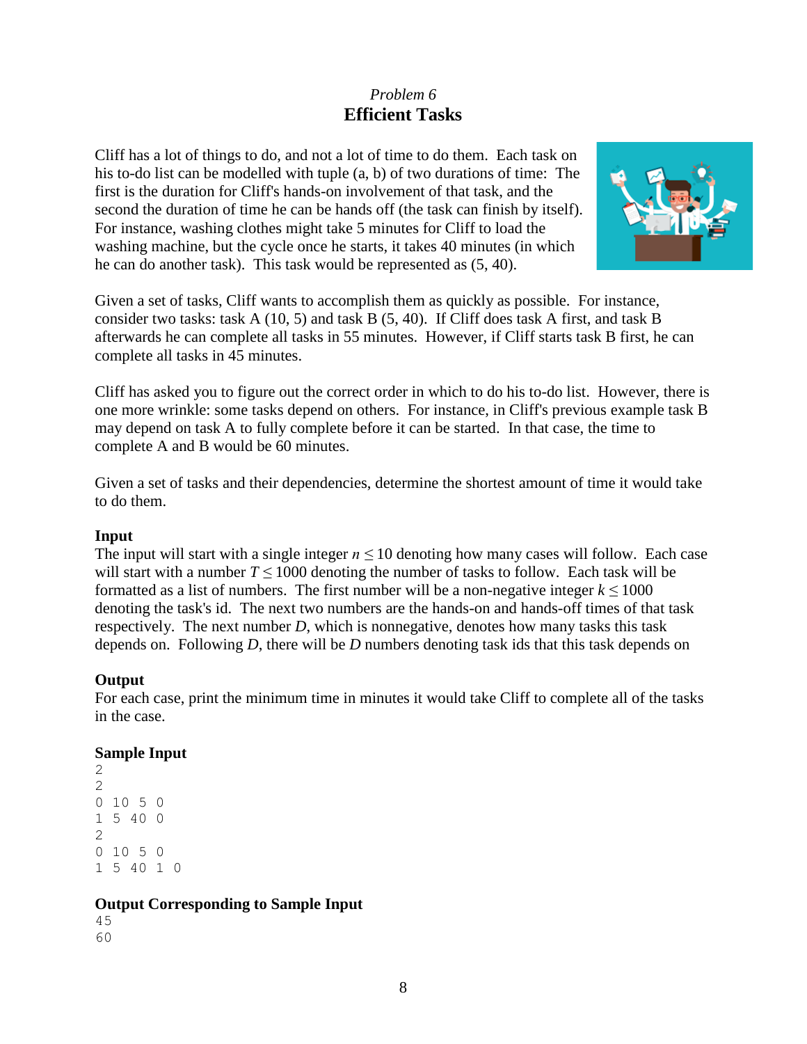*Problem 6*

# Efficient Tasks

Cliff has a lot of things to do, and not a lot of time to do them. Each task on his to-do list can be modelled with tuple (a, b) of two durations of time: The first is the duration for Cliff's hands-on involvement of that task, and the second the duration of time he can be hands off (the task can finish by itself). For instance, washing clothes might take 5 minutes for Cliff to load the washing machine, but the cycle once he starts, it takes 40 minutes (in which he can do another task). This task would be represented as (5, 40).

Given a set of tasks, Cliff wants to accomplish them as quickly as possible. For instance, consider two tasks: task A (10, 5) and task B (5, 40). If Cliff does task A first, and task B afterwards he can complete all tasks in 55 minutes. However, if Cliff starts task B first, he can complete all tasks in 45 minutes.

Cliff has asked you to figure out the correct order in which to do his to-do list. However, there is one more wrinkle: some tasks depend on others. For instance, in Cliff's previous example task B may depend on task A to fully complete before it can be started. In that case, the time to complete A and B would be 60 minutes.

Given a set of tasks and their dependencies, determine the shortest amount of time it would take to do them.

### Input

The input will start with a single integer $n \leq 10$ denoting how many cases will follow. Each case will start with a number $T \leq 1000$ denoting the number of tasks to follow. Each task will be formatted as a list of numbers. The first number will be a non-negative integer $k \leq 1000$ denoting the task's id. The next two numbers are the hands-on and hands-off times of that task respectively. The next number $D$, which is nonnegative, denotes how many tasks this task depends on. Following $D$, there will be $D$ numbers denoting task ids that this task depends on

### Output

For each case, print the minimum time in minutes it would take Cliff to complete all of the tasks in the case.

### Sample Input

```
2
2
0 10 5 0
1 5 40 0
2
0 10 5 0
1 5 40 1 0
```

### Output Corresponding to Sample Input

```
45
60
```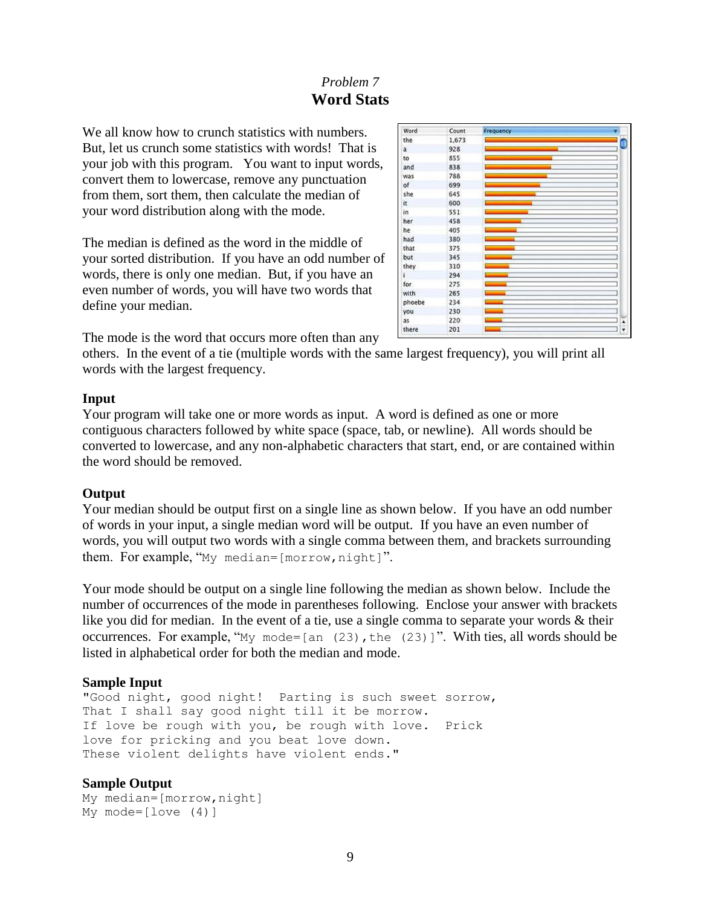*Problem 7*

## Word Stats

We all know how to crunch statistics with numbers. But, let us crunch some statistics with words! That is your job with this program. You want to input words, convert them to lowercase, remove any punctuation from them, sort them, then calculate the median of your word distribution along with the mode.

| Word | Count |
|---|---|
| the | 1,673 |
| a | 928 |
| to | 855 |
| and | 838 |
| was | 788 |
| of | 699 |
| she | 645 |
| it | 600 |
| in | 551 |
| her | 458 |
| he | 405 |
| had | 380 |
| that | 375 |
| but | 345 |
| they | 310 |
| i | 294 |
| for | 275 |
| with | 265 |
| phoebe | 234 |
| you | 230 |
| as | 220 |
| there | 201 |

The median is defined as the word in the middle of your sorted distribution. If you have an odd number of words, there is only one median. But, if you have an even number of words, you will have two words that define your median.

The mode is the word that occurs more often than any others. In the event of a tie (multiple words with the same largest frequency), you will print all words with the largest frequency.

**Input**

Your program will take one or more words as input. A word is defined as one or more contiguous characters followed by white space (space, tab, or newline). All words should be converted to lowercase, and any non-alphabetic characters that start, end, or are contained within the word should be removed.

**Output**

Your median should be output first on a single line as shown below. If you have an odd number of words in your input, a single median word will be output. If you have an even number of words, you will output two words with a single comma between them, and brackets surrounding them. For example, "`My median=[morrow,night]`".

Your mode should be output on a single line following the median as shown below. Include the number of occurrences of the mode in parentheses following. Enclose your answer with brackets like you did for median. In the event of a tie, use a single comma to separate your words & their occurrences. For example, "`My mode=[an (23),the (23)]`". With ties, all words should be listed in alphabetical order for both the median and mode.

**Sample Input**

```
"Good night, good night!  Parting is such sweet sorrow,
That I shall say good night till it be morrow.
If love be rough with you, be rough with love.  Prick
love for pricking and you beat love down.
These violent delights have violent ends."
```

**Sample Output**

```
My median=[morrow,night]
My mode=[love (4)]
```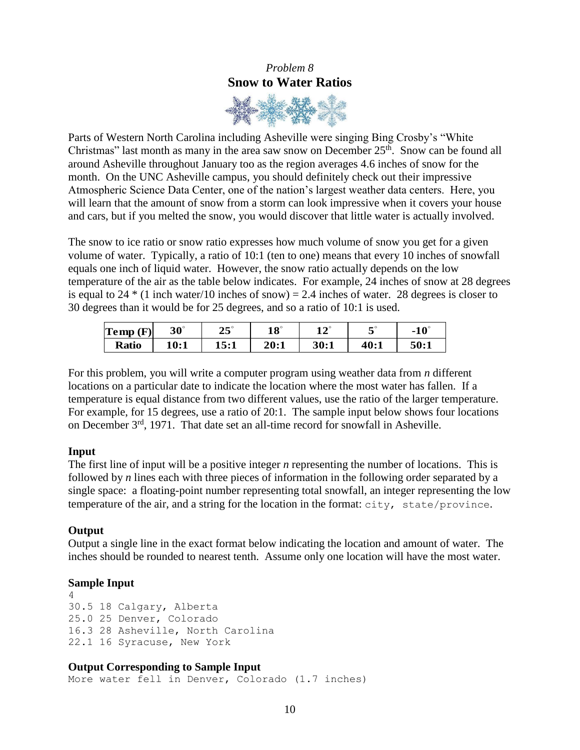*Problem 8*

# Snow to Water Ratios

Parts of Western North Carolina including Asheville were singing Bing Crosby's "White Christmas" last month as many in the area saw snow on December 25th. Snow can be found all around Asheville throughout January too as the region averages 4.6 inches of snow for the month. On the UNC Asheville campus, you should definitely check out their impressive Atmospheric Science Data Center, one of the nation's largest weather data centers. Here, you will learn that the amount of snow from a storm can look impressive when it covers your house and cars, but if you melted the snow, you would discover that little water is actually involved.

The snow to ice ratio or snow ratio expresses how much volume of snow you get for a given volume of water. Typically, a ratio of 10:1 (ten to one) means that every 10 inches of snowfall equals one inch of liquid water. However, the snow ratio actually depends on the low temperature of the air as the table below indicates. For example, 24 inches of snow at 28 degrees is equal to 24 * (1 inch water/10 inches of snow) = 2.4 inches of water. 28 degrees is closer to 30 degrees than it would be for 25 degrees, and so a ratio of 10:1 is used.

| **Temp (F)** | **30°** | **25°** | **18°** | **12°** | **5°** | **-10°** |
|---|---|---|---|---|---|---|
| **Ratio** | **10:1** | **15:1** | **20:1** | **30:1** | **40:1** | **50:1** |

For this problem, you will write a computer program using weather data from *n* different locations on a particular date to indicate the location where the most water has fallen. If a temperature is equal distance from two different values, use the ratio of the larger temperature. For example, for 15 degrees, use a ratio of 20:1. The sample input below shows four locations on December 3rd, 1971. That date set an all-time record for snowfall in Asheville.

### Input

The first line of input will be a positive integer *n* representing the number of locations. This is followed by *n* lines each with three pieces of information in the following order separated by a single space: a floating-point number representing total snowfall, an integer representing the low temperature of the air, and a string for the location in the format: `city, state/province`.

### Output

Output a single line in the exact format below indicating the location and amount of water. The inches should be rounded to nearest tenth. Assume only one location will have the most water.

### Sample Input

```
4
30.5 18 Calgary, Alberta
25.0 25 Denver, Colorado
16.3 28 Asheville, North Carolina
22.1 16 Syracuse, New York
```

### Output Corresponding to Sample Input

```
More water fell in Denver, Colorado (1.7 inches)
```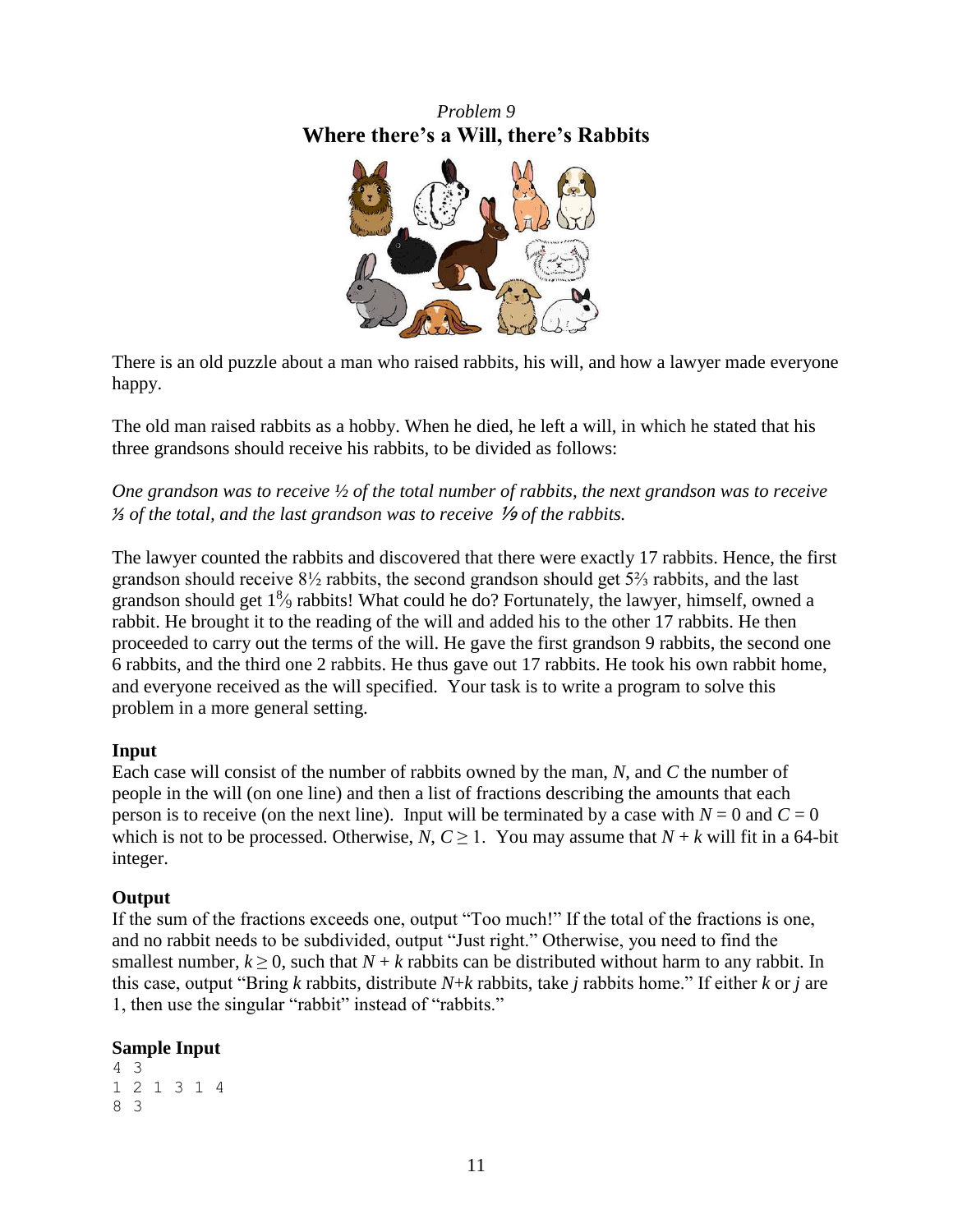*Problem 9*

**Where there's a Will, there's Rabbits**

There is an old puzzle about a man who raised rabbits, his will, and how a lawyer made everyone happy.

The old man raised rabbits as a hobby. When he died, he left a will, in which he stated that his three grandsons should receive his rabbits, to be divided as follows:

*One grandson was to receive ½ of the total number of rabbits, the next grandson was to receive ⅓ of the total, and the last grandson was to receive ⅑ of the rabbits.*

The lawyer counted the rabbits and discovered that there were exactly 17 rabbits. Hence, the first grandson should receive 8½ rabbits, the second grandson should get 5⅔ rabbits, and the last grandson should get $1\frac{8}{9}$ rabbits! What could he do? Fortunately, the lawyer, himself, owned a rabbit. He brought it to the reading of the will and added his to the other 17 rabbits. He then proceeded to carry out the terms of the will. He gave the first grandson 9 rabbits, the second one 6 rabbits, and the third one 2 rabbits. He thus gave out 17 rabbits. He took his own rabbit home, and everyone received as the will specified. Your task is to write a program to solve this problem in a more general setting.

### Input

Each case will consist of the number of rabbits owned by the man, $N$, and $C$ the number of people in the will (on one line) and then a list of fractions describing the amounts that each person is to receive (on the next line). Input will be terminated by a case with $N = 0$ and $C = 0$ which is not to be processed. Otherwise, $N, C \geq 1$. You may assume that $N + k$ will fit in a 64-bit integer.

### Output

If the sum of the fractions exceeds one, output "Too much!" If the total of the fractions is one, and no rabbit needs to be subdivided, output "Just right." Otherwise, you need to find the smallest number, $k \geq 0$, such that $N + k$ rabbits can be distributed without harm to any rabbit. In this case, output "Bring $k$ rabbits, distribute $N$+$k$ rabbits, take $j$ rabbits home." If either $k$ or $j$ are 1, then use the singular "rabbit" instead of "rabbits."

### Sample Input

```
4 3
1 2 1 3 1 4
8 3
```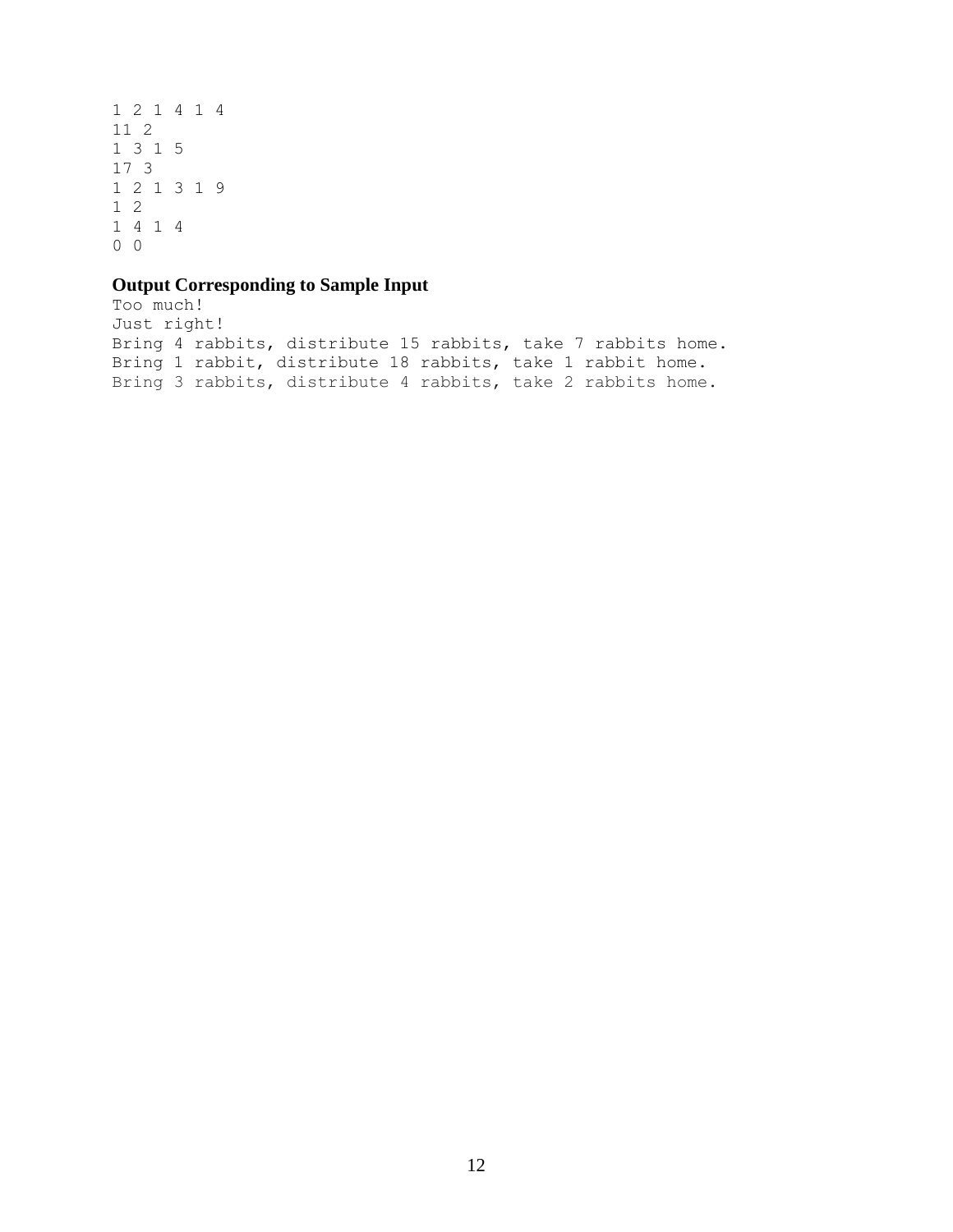```
1 2 1 4 1 4
11 2
1 3 1 5
17 3
1 2 1 3 1 9
1 2
1 4 1 4
0 0
```

### Output Corresponding to Sample Input

```
Too much!
Just right!
Bring 4 rabbits, distribute 15 rabbits, take 7 rabbits home.
Bring 1 rabbit, distribute 18 rabbits, take 1 rabbit home.
Bring 3 rabbits, distribute 4 rabbits, take 2 rabbits home.
```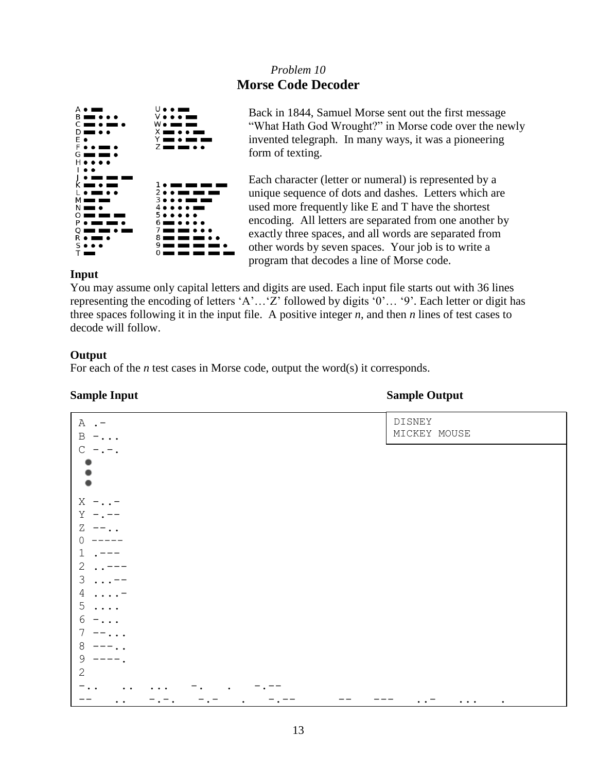*Problem 10*

# Morse Code Decoder

Back in 1844, Samuel Morse sent out the first message "What Hath God Wrought?" in Morse code over the newly invented telegraph. In many ways, it was a pioneering form of texting.

Each character (letter or numeral) is represented by a unique sequence of dots and dashes. Letters which are used more frequently like E and T have the shortest encoding. All letters are separated from one another by exactly three spaces, and all words are separated from other words by seven spaces. Your job is to write a program that decodes a line of Morse code.

### Input

You may assume only capital letters and digits are used. Each input file starts out with 36 lines representing the encoding of letters 'A'…'Z' followed by digits '0'… '9'. Each letter or digit has three spaces following it in the input file. A positive integer *n*, and then *n* lines of test cases to decode will follow.

### Output

For each of the *n* test cases in Morse code, output the word(s) it corresponds.

**Sample Input**

```
A .-
B -...
C -.-.
 •
 •
 •
X -..-
Y -.--
Z --..
0 -----
1 .---
2 ..---
3 ...--
4 ....-
5 ....
6 -...
7 --...
8 ---..
9 ----.
2
-..   ..   ...   -.   .   -.--
--   ..   -.-.   -.-   .   -.--       --   ---   ..-   ...   .
```

**Sample Output**

```
DISNEY
MICKEY MOUSE
```